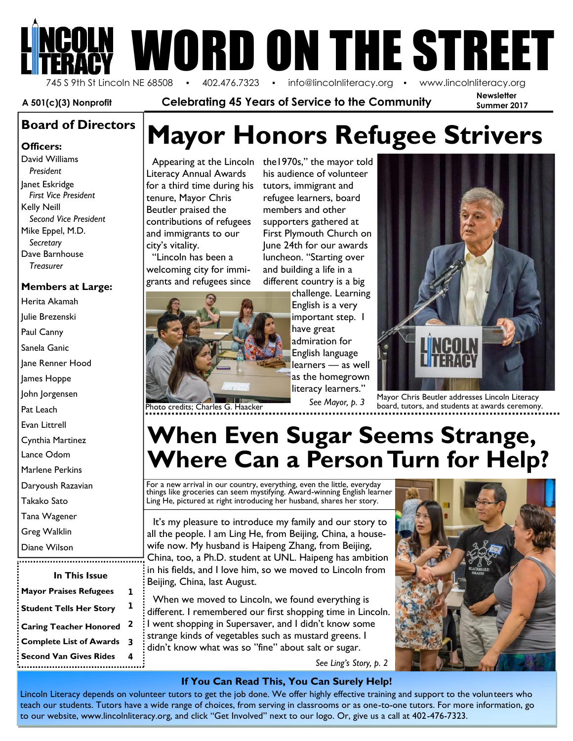# LINCOLN LITERACY WORD ON THE STREET

745 S 9th St Lincoln NE 68508 ▪ 402.476.7323 ▪ info@lincolnliteracy.org ▪ www.lincolnliteracy.org

**A 501(c)(3) Nonprofit** **Celebrating 45 Years of Service to the Community** **Newsletter Summer 2017**

## Board of Directors

**Officers:**

David Williams
*President*

Janet Eskridge
*First Vice President*

Kelly Neill
*Second Vice President*

Mike Eppel, M.D.
*Secretary*

Dave Barnhouse
*Treasurer*

**Members at Large:**

Herita Akamah
Julie Brezenski
Paul Canny
Sanela Ganic
Jane Renner Hood
James Hoppe
John Jorgensen
Pat Leach
Evan Littrell
Cynthia Martinez
Lance Odom
Marlene Perkins
Daryoush Razavian
Takako Sato
Tana Wagener
Greg Walklin
Diane Wilson

**In This Issue**

| | |
|---|---|
| **Mayor Praises Refugees** | **1** |
| **Student Tells Her Story** | **1** |
| **Caring Teacher Honored** | **2** |
| **Complete List of Awards** | **3** |
| **Second Van Gives Rides** | **4** |

# Mayor Honors Refugee Strivers

Appearing at the Lincoln Literacy Annual Awards for a third time during his tenure, Mayor Chris Beutler praised the contributions of refugees and immigrants to our city's vitality.

"Lincoln has been a welcoming city for immigrants and refugees since the1970s," the mayor told his audience of volunteer tutors, immigrant and refugee learners, board members and other supporters gathered at First Plymouth Church on June 24th for our awards luncheon. "Starting over and building a life in a different country is a big challenge. Learning English is a very important step. I have great admiration for English language learners — as well as the homegrown literacy learners."

*See Mayor, p. 3*

Photo credits; Charles G. Haacker

Mayor Chris Beutler addresses Lincoln Literacy board, tutors, and students at awards ceremony.

# When Even Sugar Seems Strange, Where Can a Person Turn for Help?

For a new arrival in our country, everything, even the little, everyday things like groceries can seem mystifying. Award-winning English learner Ling He, pictured at right introducing her husband, shares her story.

It's my pleasure to introduce my family and our story to all the people. I am Ling He, from Beijing, China, a housewife now. My husband is Haipeng Zhang, from Beijing, China, too, a Ph.D. student at UNL. Haipeng has ambition in his fields, and I love him, so we moved to Lincoln from Beijing, China, last August.

When we moved to Lincoln, we found everything is different. I remembered our first shopping time in Lincoln. I went shopping in Supersaver, and I didn't know some strange kinds of vegetables such as mustard greens. I didn't know what was so "fine" about salt or sugar.

*See Ling's Story, p. 2*

**If You Can Read This, You Can Surely Help!**

Lincoln Literacy depends on volunteer tutors to get the job done. We offer highly effective training and support to the volunteers who teach our students. Tutors have a wide range of choices, from serving in classrooms or as one-to-one tutors. For more information, go to our website, www.lincolnliteracy.org, and click "Get Involved" next to our logo. Or, give us a call at 402-476-7323.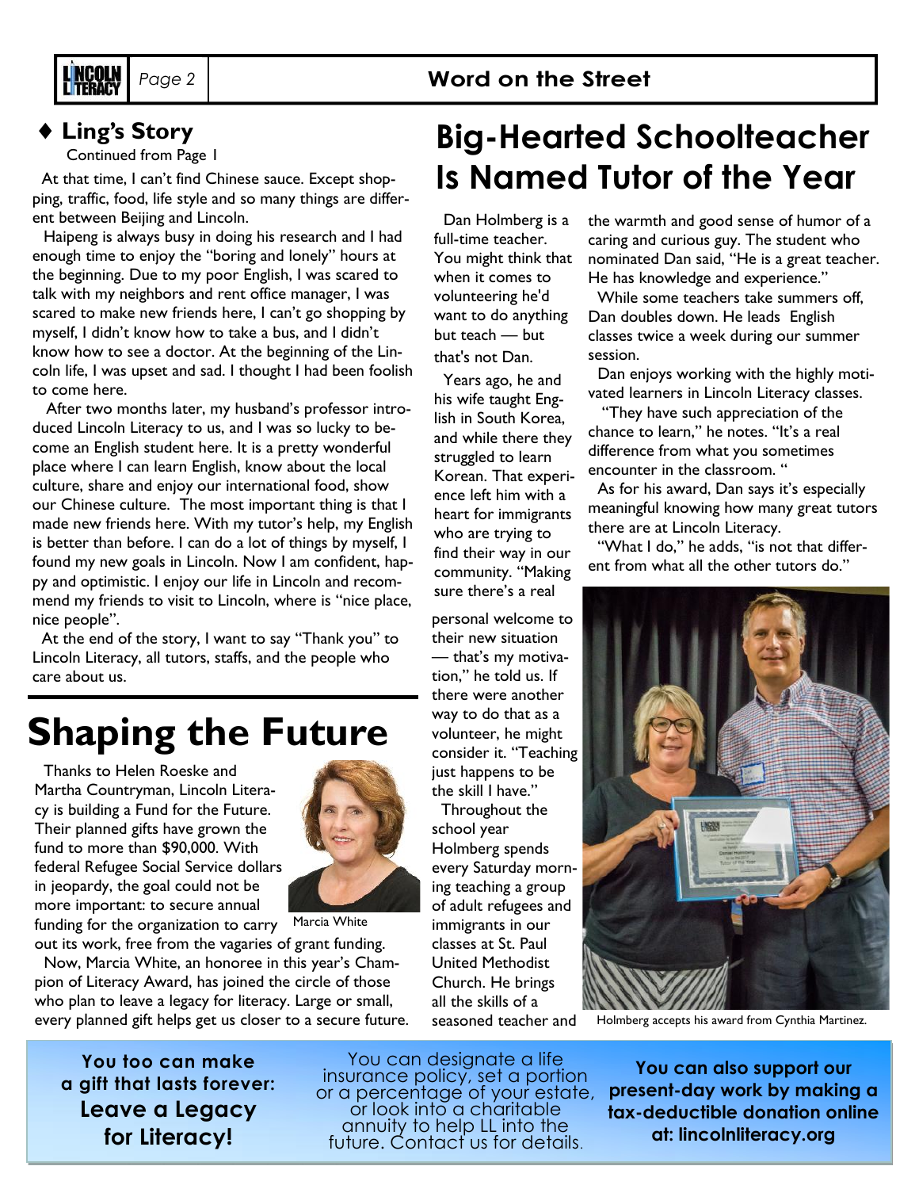## ♦ Ling's Story

Continued from Page 1

At that time, I can't find Chinese sauce. Except shopping, traffic, food, life style and so many things are different between Beijing and Lincoln.

Haipeng is always busy in doing his research and I had enough time to enjoy the "boring and lonely" hours at the beginning. Due to my poor English, I was scared to talk with my neighbors and rent office manager, I was scared to make new friends here, I can't go shopping by myself, I didn't know how to take a bus, and I didn't know how to see a doctor. At the beginning of the Lincoln life, I was upset and sad. I thought I had been foolish to come here.

After two months later, my husband's professor introduced Lincoln Literacy to us, and I was so lucky to become an English student here. It is a pretty wonderful place where I can learn English, know about the local culture, share and enjoy our international food, show our Chinese culture. The most important thing is that I made new friends here. With my tutor's help, my English is better than before. I can do a lot of things by myself, I found my new goals in Lincoln. Now I am confident, happy and optimistic. I enjoy our life in Lincoln and recommend my friends to visit to Lincoln, where is "nice place, nice people".

At the end of the story, I want to say "Thank you" to Lincoln Literacy, all tutors, staffs, and the people who care about us.

# Shaping the Future

Thanks to Helen Roeske and Martha Countryman, Lincoln Literacy is building a Fund for the Future. Their planned gifts have grown the fund to more than $90,000. With federal Refugee Social Service dollars in jeopardy, the goal could not be more important: to secure annual funding for the organization to carry out its work, free from the vagaries of grant funding.

Marcia White

Now, Marcia White, an honoree in this year's Champion of Literacy Award, has joined the circle of those who plan to leave a legacy for literacy. Large or small, every planned gift helps get us closer to a secure future.

# Big-Hearted Schoolteacher Is Named Tutor of the Year

Dan Holmberg is a full-time teacher. You might think that when it comes to volunteering he'd want to do anything but teach — but that's not Dan.

Years ago, he and his wife taught English in South Korea, and while there they struggled to learn Korean. That experience left him with a heart for immigrants who are trying to find their way in our community. "Making sure there's a real personal welcome to their new situation — that's my motivation," he told us. If there were another way to do that as a volunteer, he might consider it. "Teaching just happens to be the skill I have."

Throughout the school year Holmberg spends every Saturday morning teaching a group of adult refugees and immigrants in our classes at St. Paul United Methodist Church. He brings all the skills of a seasoned teacher and the warmth and good sense of humor of a caring and curious guy. The student who nominated Dan said, "He is a great teacher. He has knowledge and experience."

While some teachers take summers off, Dan doubles down. He leads English classes twice a week during our summer session.

Dan enjoys working with the highly motivated learners in Lincoln Literacy classes.

"They have such appreciation of the chance to learn," he notes. "It's a real difference from what you sometimes encounter in the classroom. "

As for his award, Dan says it's especially meaningful knowing how many great tutors there are at Lincoln Literacy.

"What I do," he adds, "is not that different from what all the other tutors do."

Holmberg accepts his award from Cynthia Martinez.

**You too can make a gift that lasts forever:**
**Leave a Legacy for Literacy!**

You can designate a life insurance policy, set a portion or a percentage of your estate, or look into a charitable annuity to help LL into the future. Contact us for details.

**You can also support our present-day work by making a tax-deductible donation online at: lincolnliteracy.org**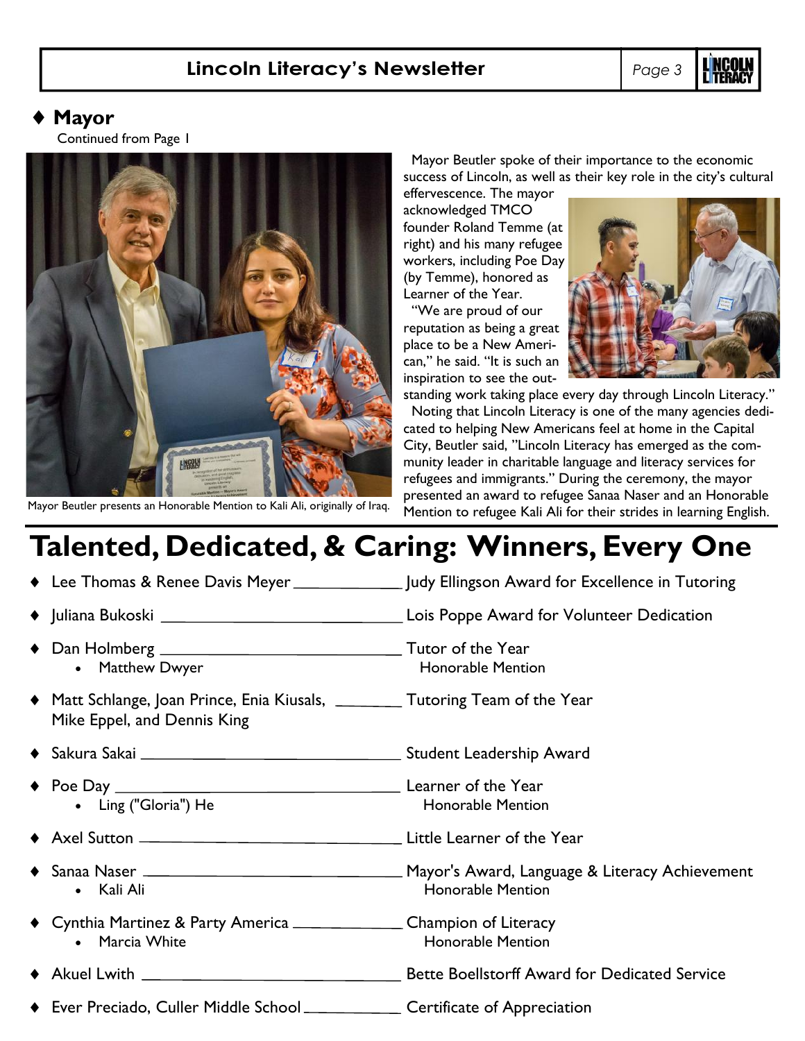## ♦ Mayor

Continued from Page 1

Mayor Beutler presents an Honorable Mention to Kali Ali, originally of Iraq.

Mayor Beutler spoke of their importance to the economic success of Lincoln, as well as their key role in the city's cultural effervescence. The mayor acknowledged TMCO founder Roland Temme (at right) and his many refugee workers, including Poe Day (by Temme), honored as Learner of the Year.

"We are proud of our reputation as being a great place to be a New American," he said. "It is such an inspiration to see the outstanding work taking place every day through Lincoln Literacy."

Noting that Lincoln Literacy is one of the many agencies dedicated to helping New Americans feel at home in the Capital City, Beutler said, "Lincoln Literacy has emerged as the community leader in charitable language and literacy services for refugees and immigrants." During the ceremony, the mayor presented an award to refugee Sanaa Naser and an Honorable Mention to refugee Kali Ali for their strides in learning English.

# Talented, Dedicated, & Caring: Winners, Every One

- Lee Thomas & Renee Davis Meyer ______ Judy Ellingson Award for Excellence in Tutoring
- Juliana Bukoski ______ Lois Poppe Award for Volunteer Dedication
- Dan Holmberg ______ Tutor of the Year
  - Matthew Dwyer — Honorable Mention
- Matt Schlange, Joan Prince, Enia Kiusals, Mike Eppel, and Dennis King ______ Tutoring Team of the Year
- Sakura Sakai ______ Student Leadership Award
- Poe Day ______ Learner of the Year
  - Ling ("Gloria") He — Honorable Mention
- Axel Sutton ______ Little Learner of the Year
- Sanaa Naser ______ Mayor's Award, Language & Literacy Achievement
  - Kali Ali — Honorable Mention
- Cynthia Martinez & Party America ______ Champion of Literacy
  - Marcia White — Honorable Mention
- Akuel Lwith ______ Bette Boellstorff Award for Dedicated Service
- Ever Preciado, Culler Middle School ______ Certificate of Appreciation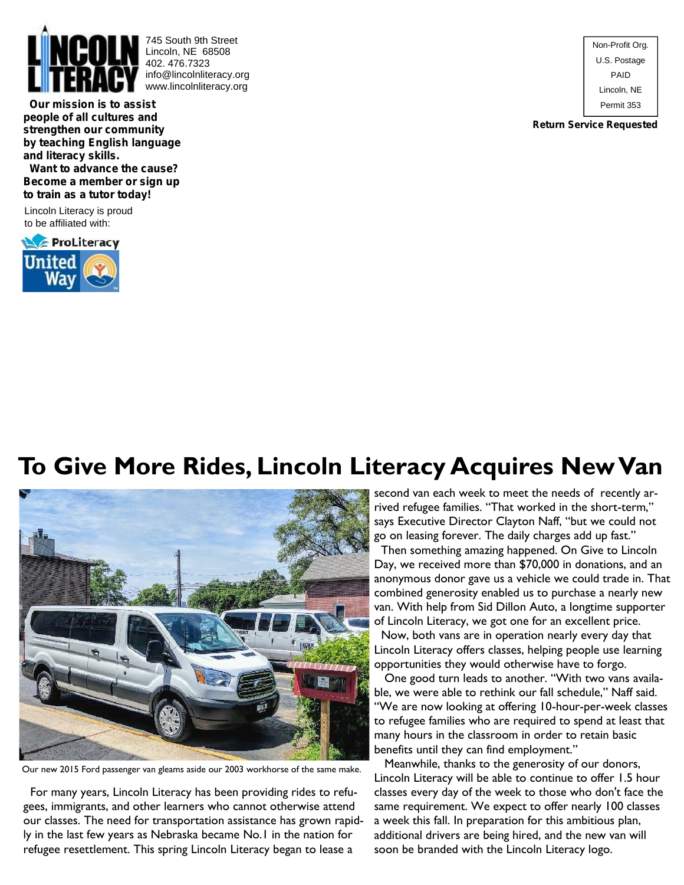745 South 9th Street
Lincoln, NE 68508
402. 476.7323
info@lincolnliteracy.org
www.lincolnliteracy.org

**Our mission is to assist people of all cultures and strengthen our community by teaching English language and literacy skills.**

**Want to advance the cause? Become a member or sign up to train as a tutor today!**

Lincoln Literacy is proud to be affiliated with:

ProLiteracy

United Way

Non-Profit Org.
U.S. Postage
PAID
Lincoln, NE
Permit 353

**Return Service Requested**

# To Give More Rides, Lincoln Literacy Acquires New Van

Our new 2015 Ford passenger van gleams aside our 2003 workhorse of the same make.

For many years, Lincoln Literacy has been providing rides to refugees, immigrants, and other learners who cannot otherwise attend our classes. The need for transportation assistance has grown rapidly in the last few years as Nebraska became No.1 in the nation for refugee resettlement. This spring Lincoln Literacy began to lease a second van each week to meet the needs of recently arrived refugee families. "That worked in the short-term," says Executive Director Clayton Naff, "but we could not go on leasing forever. The daily charges add up fast."

Then something amazing happened. On Give to Lincoln Day, we received more than $70,000 in donations, and an anonymous donor gave us a vehicle we could trade in. That combined generosity enabled us to purchase a nearly new van. With help from Sid Dillon Auto, a longtime supporter of Lincoln Literacy, we got one for an excellent price.

Now, both vans are in operation nearly every day that Lincoln Literacy offers classes, helping people use learning opportunities they would otherwise have to forgo.

One good turn leads to another. "With two vans available, we were able to rethink our fall schedule," Naff said. "We are now looking at offering 10-hour-per-week classes to refugee families who are required to spend at least that many hours in the classroom in order to retain basic benefits until they can find employment."

Meanwhile, thanks to the generosity of our donors, Lincoln Literacy will be able to continue to offer 1.5 hour classes every day of the week to those who don't face the same requirement. We expect to offer nearly 100 classes a week this fall. In preparation for this ambitious plan, additional drivers are being hired, and the new van will soon be branded with the Lincoln Literacy logo.